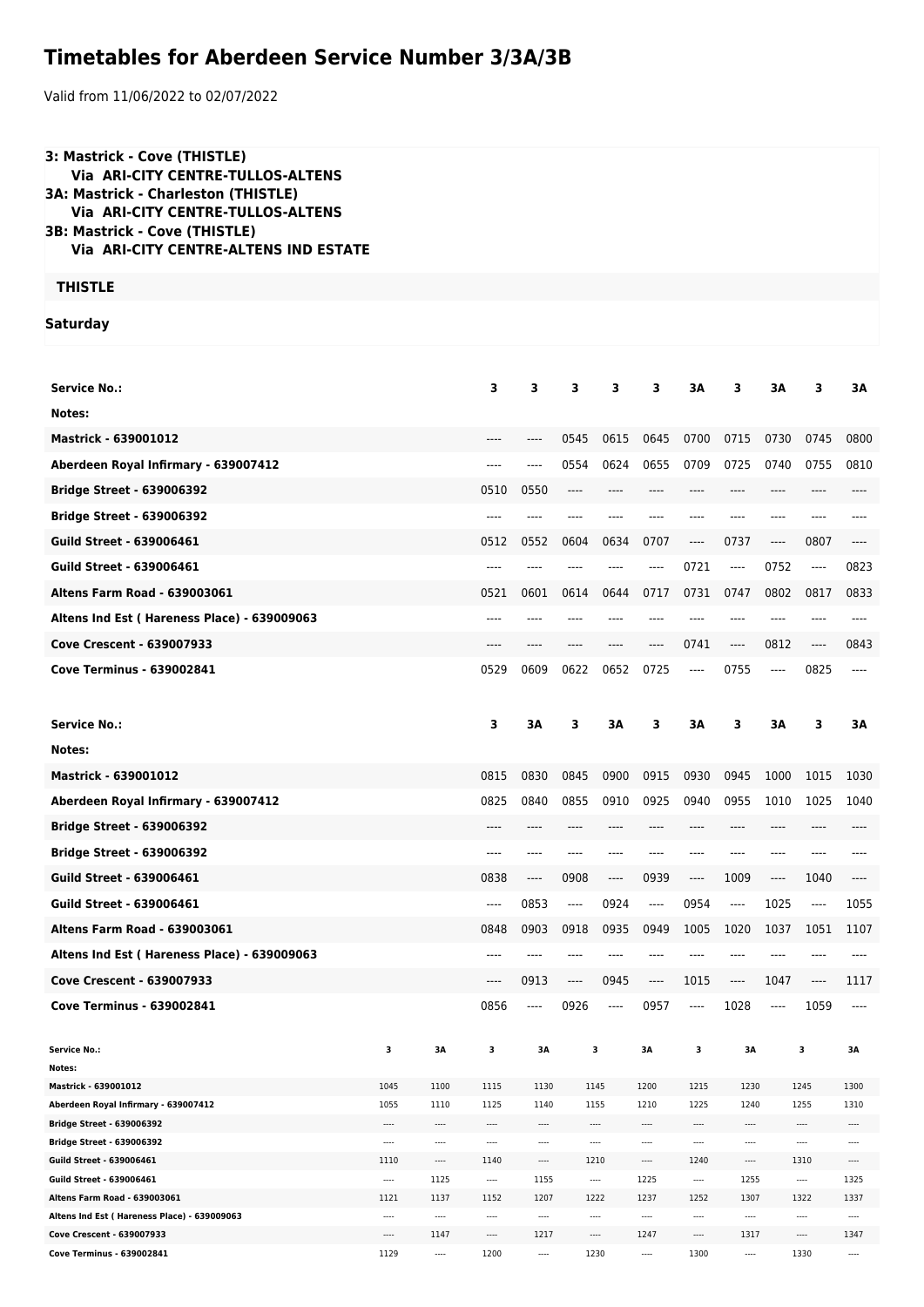# Timetables for Aberdeen Service Number 3/3A/3B

Valid from 11/06/2022 to 02/07/2022

**3: Mastrick - Cove (THISTLE)**
**Via ARI-CITY CENTRE-TULLOS-ALTENS**
**3A: Mastrick - Charleston (THISTLE)**
**Via ARI-CITY CENTRE-TULLOS-ALTENS**
**3B: Mastrick - Cove (THISTLE)**
**Via ARI-CITY CENTRE-ALTENS IND ESTATE**

**THISTLE**

**Saturday**

| Service No.: | 3 | 3 | 3 | 3 | 3 | 3A | 3 | 3A | 3 | 3A |
|---|---|---|---|---|---|---|---|---|---|---|
| Notes: | | | | | | | | | | |
| Mastrick - 639001012 | ---- | ---- | 0545 | 0615 | 0645 | 0700 | 0715 | 0730 | 0745 | 0800 |
| Aberdeen Royal Infirmary - 639007412 | ---- | ---- | 0554 | 0624 | 0655 | 0709 | 0725 | 0740 | 0755 | 0810 |
| Bridge Street - 639006392 | 0510 | 0550 | ---- | ---- | ---- | ---- | ---- | ---- | ---- | ---- |
| Bridge Street - 639006392 | ---- | ---- | ---- | ---- | ---- | ---- | ---- | ---- | ---- | ---- |
| Guild Street - 639006461 | 0512 | 0552 | 0604 | 0634 | 0707 | ---- | 0737 | ---- | 0807 | ---- |
| Guild Street - 639006461 | ---- | ---- | ---- | ---- | ---- | 0721 | ---- | 0752 | ---- | 0823 |
| Altens Farm Road - 639003061 | 0521 | 0601 | 0614 | 0644 | 0717 | 0731 | 0747 | 0802 | 0817 | 0833 |
| Altens Ind Est ( Hareness Place) - 639009063 | ---- | ---- | ---- | ---- | ---- | ---- | ---- | ---- | ---- | ---- |
| Cove Crescent - 639007933 | ---- | ---- | ---- | ---- | ---- | 0741 | ---- | 0812 | ---- | 0843 |
| Cove Terminus - 639002841 | 0529 | 0609 | 0622 | 0652 | 0725 | ---- | 0755 | ---- | 0825 | ---- |

| Service No.: | 3 | 3A | 3 | 3A | 3 | 3A | 3 | 3A | 3 | 3A |
|---|---|---|---|---|---|---|---|---|---|---|
| Notes: | | | | | | | | | | |
| Mastrick - 639001012 | 0815 | 0830 | 0845 | 0900 | 0915 | 0930 | 0945 | 1000 | 1015 | 1030 |
| Aberdeen Royal Infirmary - 639007412 | 0825 | 0840 | 0855 | 0910 | 0925 | 0940 | 0955 | 1010 | 1025 | 1040 |
| Bridge Street - 639006392 | ---- | ---- | ---- | ---- | ---- | ---- | ---- | ---- | ---- | ---- |
| Bridge Street - 639006392 | ---- | ---- | ---- | ---- | ---- | ---- | ---- | ---- | ---- | ---- |
| Guild Street - 639006461 | 0838 | ---- | 0908 | ---- | 0939 | ---- | 1009 | ---- | 1040 | ---- |
| Guild Street - 639006461 | ---- | 0853 | ---- | 0924 | ---- | 0954 | ---- | 1025 | ---- | 1055 |
| Altens Farm Road - 639003061 | 0848 | 0903 | 0918 | 0935 | 0949 | 1005 | 1020 | 1037 | 1051 | 1107 |
| Altens Ind Est ( Hareness Place) - 639009063 | ---- | ---- | ---- | ---- | ---- | ---- | ---- | ---- | ---- | ---- |
| Cove Crescent - 639007933 | ---- | 0913 | ---- | 0945 | ---- | 1015 | ---- | 1047 | ---- | 1117 |
| Cove Terminus - 639002841 | 0856 | ---- | 0926 | ---- | 0957 | ---- | 1028 | ---- | 1059 | ---- |

| Service No.: | 3 | 3A | 3 | 3A | 3 | 3A | 3 | 3A | 3 | 3A |
|---|---|---|---|---|---|---|---|---|---|---|
| Notes: | | | | | | | | | | |
| Mastrick - 639001012 | 1045 | 1100 | 1115 | 1130 | 1145 | 1200 | 1215 | 1230 | 1245 | 1300 |
| Aberdeen Royal Infirmary - 639007412 | 1055 | 1110 | 1125 | 1140 | 1155 | 1210 | 1225 | 1240 | 1255 | 1310 |
| Bridge Street - 639006392 | ---- | ---- | ---- | ---- | ---- | ---- | ---- | ---- | ---- | ---- |
| Bridge Street - 639006392 | ---- | ---- | ---- | ---- | ---- | ---- | ---- | ---- | ---- | ---- |
| Guild Street - 639006461 | 1110 | ---- | 1140 | ---- | 1210 | ---- | 1240 | ---- | 1310 | ---- |
| Guild Street - 639006461 | ---- | 1125 | ---- | 1155 | ---- | 1225 | ---- | 1255 | ---- | 1325 |
| Altens Farm Road - 639003061 | 1121 | 1137 | 1152 | 1207 | 1222 | 1237 | 1252 | 1307 | 1322 | 1337 |
| Altens Ind Est ( Hareness Place) - 639009063 | ---- | ---- | ---- | ---- | ---- | ---- | ---- | ---- | ---- | ---- |
| Cove Crescent - 639007933 | ---- | 1147 | ---- | 1217 | ---- | 1247 | ---- | 1317 | ---- | 1347 |
| Cove Terminus - 639002841 | 1129 | ---- | 1200 | ---- | 1230 | ---- | 1300 | ---- | 1330 | ---- |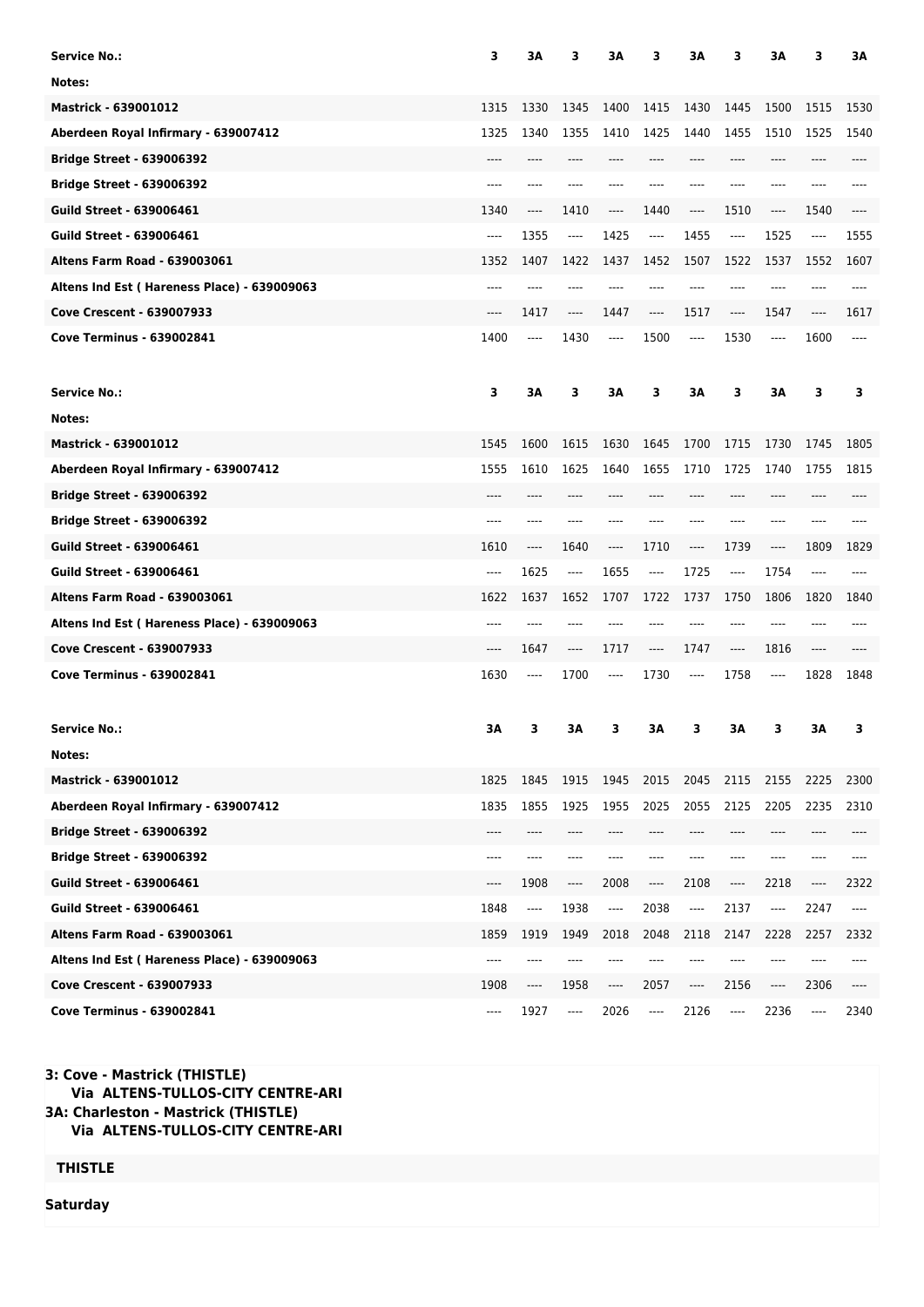| Service No.: | 3 | 3A | 3 | 3A | 3 | 3A | 3 | 3A | 3 | 3A |
|---|---|---|---|---|---|---|---|---|---|---|
| Notes: | | | | | | | | | | |
| Mastrick - 639001012 | 1315 | 1330 | 1345 | 1400 | 1415 | 1430 | 1445 | 1500 | 1515 | 1530 |
| Aberdeen Royal Infirmary - 639007412 | 1325 | 1340 | 1355 | 1410 | 1425 | 1440 | 1455 | 1510 | 1525 | 1540 |
| Bridge Street - 639006392 | ---- | ---- | ---- | ---- | ---- | ---- | ---- | ---- | ---- | ---- |
| Bridge Street - 639006392 | ---- | ---- | ---- | ---- | ---- | ---- | ---- | ---- | ---- | ---- |
| Guild Street - 639006461 | 1340 | ---- | 1410 | ---- | 1440 | ---- | 1510 | ---- | 1540 | ---- |
| Guild Street - 639006461 | ---- | 1355 | ---- | 1425 | ---- | 1455 | ---- | 1525 | ---- | 1555 |
| Altens Farm Road - 639003061 | 1352 | 1407 | 1422 | 1437 | 1452 | 1507 | 1522 | 1537 | 1552 | 1607 |
| Altens Ind Est ( Hareness Place) - 639009063 | ---- | ---- | ---- | ---- | ---- | ---- | ---- | ---- | ---- | ---- |
| Cove Crescent - 639007933 | ---- | 1417 | ---- | 1447 | ---- | 1517 | ---- | 1547 | ---- | 1617 |
| Cove Terminus - 639002841 | 1400 | ---- | 1430 | ---- | 1500 | ---- | 1530 | ---- | 1600 | ---- |

| Service No.: | 3 | 3A | 3 | 3A | 3 | 3A | 3 | 3A | 3 | 3 |
|---|---|---|---|---|---|---|---|---|---|---|
| Notes: | | | | | | | | | | |
| Mastrick - 639001012 | 1545 | 1600 | 1615 | 1630 | 1645 | 1700 | 1715 | 1730 | 1745 | 1805 |
| Aberdeen Royal Infirmary - 639007412 | 1555 | 1610 | 1625 | 1640 | 1655 | 1710 | 1725 | 1740 | 1755 | 1815 |
| Bridge Street - 639006392 | ---- | ---- | ---- | ---- | ---- | ---- | ---- | ---- | ---- | ---- |
| Bridge Street - 639006392 | ---- | ---- | ---- | ---- | ---- | ---- | ---- | ---- | ---- | ---- |
| Guild Street - 639006461 | 1610 | ---- | 1640 | ---- | 1710 | ---- | 1739 | ---- | 1809 | 1829 |
| Guild Street - 639006461 | ---- | 1625 | ---- | 1655 | ---- | 1725 | ---- | 1754 | ---- | ---- |
| Altens Farm Road - 639003061 | 1622 | 1637 | 1652 | 1707 | 1722 | 1737 | 1750 | 1806 | 1820 | 1840 |
| Altens Ind Est ( Hareness Place) - 639009063 | ---- | ---- | ---- | ---- | ---- | ---- | ---- | ---- | ---- | ---- |
| Cove Crescent - 639007933 | ---- | 1647 | ---- | 1717 | ---- | 1747 | ---- | 1816 | ---- | ---- |
| Cove Terminus - 639002841 | 1630 | ---- | 1700 | ---- | 1730 | ---- | 1758 | ---- | 1828 | 1848 |

| Service No.: | 3A | 3 | 3A | 3 | 3A | 3 | 3A | 3 | 3A | 3 |
|---|---|---|---|---|---|---|---|---|---|---|
| Notes: | | | | | | | | | | |
| Mastrick - 639001012 | 1825 | 1845 | 1915 | 1945 | 2015 | 2045 | 2115 | 2155 | 2225 | 2300 |
| Aberdeen Royal Infirmary - 639007412 | 1835 | 1855 | 1925 | 1955 | 2025 | 2055 | 2125 | 2205 | 2235 | 2310 |
| Bridge Street - 639006392 | ---- | ---- | ---- | ---- | ---- | ---- | ---- | ---- | ---- | ---- |
| Bridge Street - 639006392 | ---- | ---- | ---- | ---- | ---- | ---- | ---- | ---- | ---- | ---- |
| Guild Street - 639006461 | ---- | 1908 | ---- | 2008 | ---- | 2108 | ---- | 2218 | ---- | 2322 |
| Guild Street - 639006461 | 1848 | ---- | 1938 | ---- | 2038 | ---- | 2137 | ---- | 2247 | ---- |
| Altens Farm Road - 639003061 | 1859 | 1919 | 1949 | 2018 | 2048 | 2118 | 2147 | 2228 | 2257 | 2332 |
| Altens Ind Est ( Hareness Place) - 639009063 | ---- | ---- | ---- | ---- | ---- | ---- | ---- | ---- | ---- | ---- |
| Cove Crescent - 639007933 | 1908 | ---- | 1958 | ---- | 2057 | ---- | 2156 | ---- | 2306 | ---- |
| Cove Terminus - 639002841 | ---- | 1927 | ---- | 2026 | ---- | 2126 | ---- | 2236 | ---- | 2340 |

**3: Cove - Mastrick (THISTLE)**
**Via ALTENS-TULLOS-CITY CENTRE-ARI**
**3A: Charleston - Mastrick (THISTLE)**
**Via ALTENS-TULLOS-CITY CENTRE-ARI**

**THISTLE**

**Saturday**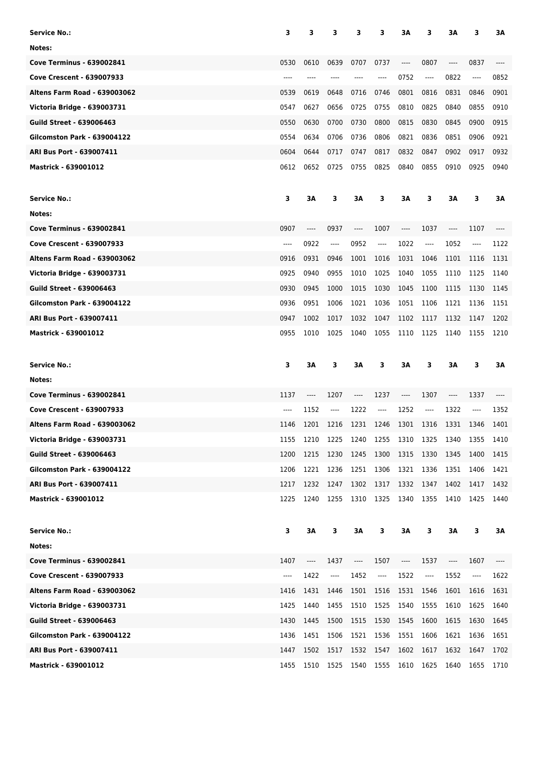| Service No.: | 3 | 3 | 3 | 3 | 3 | 3A | 3 | 3A | 3 | 3A |
|---|---|---|---|---|---|---|---|---|---|---|
| Notes: | | | | | | | | | | |
| Cove Terminus - 639002841 | 0530 | 0610 | 0639 | 0707 | 0737 | ---- | 0807 | ---- | 0837 | ---- |
| Cove Crescent - 639007933 | ---- | ---- | ---- | ---- | ---- | 0752 | ---- | 0822 | ---- | 0852 |
| Altens Farm Road - 639003062 | 0539 | 0619 | 0648 | 0716 | 0746 | 0801 | 0816 | 0831 | 0846 | 0901 |
| Victoria Bridge - 639003731 | 0547 | 0627 | 0656 | 0725 | 0755 | 0810 | 0825 | 0840 | 0855 | 0910 |
| Guild Street - 639006463 | 0550 | 0630 | 0700 | 0730 | 0800 | 0815 | 0830 | 0845 | 0900 | 0915 |
| Gilcomston Park - 639004122 | 0554 | 0634 | 0706 | 0736 | 0806 | 0821 | 0836 | 0851 | 0906 | 0921 |
| ARI Bus Port - 639007411 | 0604 | 0644 | 0717 | 0747 | 0817 | 0832 | 0847 | 0902 | 0917 | 0932 |
| Mastrick - 639001012 | 0612 | 0652 | 0725 | 0755 | 0825 | 0840 | 0855 | 0910 | 0925 | 0940 |

| Service No.: | 3 | 3A | 3 | 3A | 3 | 3A | 3 | 3A | 3 | 3A |
|---|---|---|---|---|---|---|---|---|---|---|
| Notes: | | | | | | | | | | |
| Cove Terminus - 639002841 | 0907 | ---- | 0937 | ---- | 1007 | ---- | 1037 | ---- | 1107 | ---- |
| Cove Crescent - 639007933 | ---- | 0922 | ---- | 0952 | ---- | 1022 | ---- | 1052 | ---- | 1122 |
| Altens Farm Road - 639003062 | 0916 | 0931 | 0946 | 1001 | 1016 | 1031 | 1046 | 1101 | 1116 | 1131 |
| Victoria Bridge - 639003731 | 0925 | 0940 | 0955 | 1010 | 1025 | 1040 | 1055 | 1110 | 1125 | 1140 |
| Guild Street - 639006463 | 0930 | 0945 | 1000 | 1015 | 1030 | 1045 | 1100 | 1115 | 1130 | 1145 |
| Gilcomston Park - 639004122 | 0936 | 0951 | 1006 | 1021 | 1036 | 1051 | 1106 | 1121 | 1136 | 1151 |
| ARI Bus Port - 639007411 | 0947 | 1002 | 1017 | 1032 | 1047 | 1102 | 1117 | 1132 | 1147 | 1202 |
| Mastrick - 639001012 | 0955 | 1010 | 1025 | 1040 | 1055 | 1110 | 1125 | 1140 | 1155 | 1210 |

| Service No.: | 3 | 3A | 3 | 3A | 3 | 3A | 3 | 3A | 3 | 3A |
|---|---|---|---|---|---|---|---|---|---|---|
| Notes: | | | | | | | | | | |
| Cove Terminus - 639002841 | 1137 | ---- | 1207 | ---- | 1237 | ---- | 1307 | ---- | 1337 | ---- |
| Cove Crescent - 639007933 | ---- | 1152 | ---- | 1222 | ---- | 1252 | ---- | 1322 | ---- | 1352 |
| Altens Farm Road - 639003062 | 1146 | 1201 | 1216 | 1231 | 1246 | 1301 | 1316 | 1331 | 1346 | 1401 |
| Victoria Bridge - 639003731 | 1155 | 1210 | 1225 | 1240 | 1255 | 1310 | 1325 | 1340 | 1355 | 1410 |
| Guild Street - 639006463 | 1200 | 1215 | 1230 | 1245 | 1300 | 1315 | 1330 | 1345 | 1400 | 1415 |
| Gilcomston Park - 639004122 | 1206 | 1221 | 1236 | 1251 | 1306 | 1321 | 1336 | 1351 | 1406 | 1421 |
| ARI Bus Port - 639007411 | 1217 | 1232 | 1247 | 1302 | 1317 | 1332 | 1347 | 1402 | 1417 | 1432 |
| Mastrick - 639001012 | 1225 | 1240 | 1255 | 1310 | 1325 | 1340 | 1355 | 1410 | 1425 | 1440 |

| Service No.: | 3 | 3A | 3 | 3A | 3 | 3A | 3 | 3A | 3 | 3A |
|---|---|---|---|---|---|---|---|---|---|---|
| Notes: | | | | | | | | | | |
| Cove Terminus - 639002841 | 1407 | ---- | 1437 | ---- | 1507 | ---- | 1537 | ---- | 1607 | ---- |
| Cove Crescent - 639007933 | ---- | 1422 | ---- | 1452 | ---- | 1522 | ---- | 1552 | ---- | 1622 |
| Altens Farm Road - 639003062 | 1416 | 1431 | 1446 | 1501 | 1516 | 1531 | 1546 | 1601 | 1616 | 1631 |
| Victoria Bridge - 639003731 | 1425 | 1440 | 1455 | 1510 | 1525 | 1540 | 1555 | 1610 | 1625 | 1640 |
| Guild Street - 639006463 | 1430 | 1445 | 1500 | 1515 | 1530 | 1545 | 1600 | 1615 | 1630 | 1645 |
| Gilcomston Park - 639004122 | 1436 | 1451 | 1506 | 1521 | 1536 | 1551 | 1606 | 1621 | 1636 | 1651 |
| ARI Bus Port - 639007411 | 1447 | 1502 | 1517 | 1532 | 1547 | 1602 | 1617 | 1632 | 1647 | 1702 |
| Mastrick - 639001012 | 1455 | 1510 | 1525 | 1540 | 1555 | 1610 | 1625 | 1640 | 1655 | 1710 |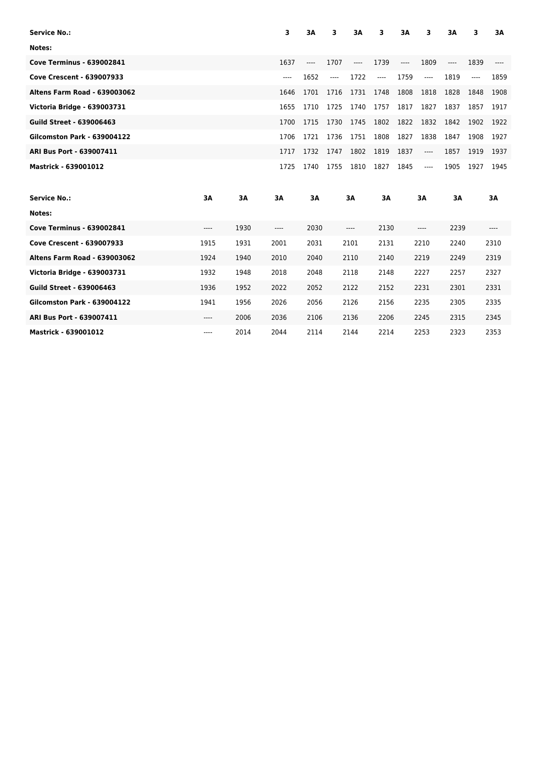| Service No.: | 3 | 3A | 3 | 3A | 3 | 3A | 3 | 3A | 3 | 3A |
|---|---|---|---|---|---|---|---|---|---|---|
| Notes: | | | | | | | | | | |
| Cove Terminus - 639002841 | 1637 | ---- | 1707 | ---- | 1739 | ---- | 1809 | ---- | 1839 | ---- |
| Cove Crescent - 639007933 | ---- | 1652 | ---- | 1722 | ---- | 1759 | ---- | 1819 | ---- | 1859 |
| Altens Farm Road - 639003062 | 1646 | 1701 | 1716 | 1731 | 1748 | 1808 | 1818 | 1828 | 1848 | 1908 |
| Victoria Bridge - 639003731 | 1655 | 1710 | 1725 | 1740 | 1757 | 1817 | 1827 | 1837 | 1857 | 1917 |
| Guild Street - 639006463 | 1700 | 1715 | 1730 | 1745 | 1802 | 1822 | 1832 | 1842 | 1902 | 1922 |
| Gilcomston Park - 639004122 | 1706 | 1721 | 1736 | 1751 | 1808 | 1827 | 1838 | 1847 | 1908 | 1927 |
| ARI Bus Port - 639007411 | 1717 | 1732 | 1747 | 1802 | 1819 | 1837 | ---- | 1857 | 1919 | 1937 |
| Mastrick - 639001012 | 1725 | 1740 | 1755 | 1810 | 1827 | 1845 | ---- | 1905 | 1927 | 1945 |

| Service No.: | 3A | 3A | 3A | 3A | 3A | 3A | 3A | 3A | 3A |
|---|---|---|---|---|---|---|---|---|---|
| Notes: | | | | | | | | | |
| Cove Terminus - 639002841 | ---- | 1930 | ---- | 2030 | ---- | 2130 | ---- | 2239 | ---- |
| Cove Crescent - 639007933 | 1915 | 1931 | 2001 | 2031 | 2101 | 2131 | 2210 | 2240 | 2310 |
| Altens Farm Road - 639003062 | 1924 | 1940 | 2010 | 2040 | 2110 | 2140 | 2219 | 2249 | 2319 |
| Victoria Bridge - 639003731 | 1932 | 1948 | 2018 | 2048 | 2118 | 2148 | 2227 | 2257 | 2327 |
| Guild Street - 639006463 | 1936 | 1952 | 2022 | 2052 | 2122 | 2152 | 2231 | 2301 | 2331 |
| Gilcomston Park - 639004122 | 1941 | 1956 | 2026 | 2056 | 2126 | 2156 | 2235 | 2305 | 2335 |
| ARI Bus Port - 639007411 | ---- | 2006 | 2036 | 2106 | 2136 | 2206 | 2245 | 2315 | 2345 |
| Mastrick - 639001012 | ---- | 2014 | 2044 | 2114 | 2144 | 2214 | 2253 | 2323 | 2353 |